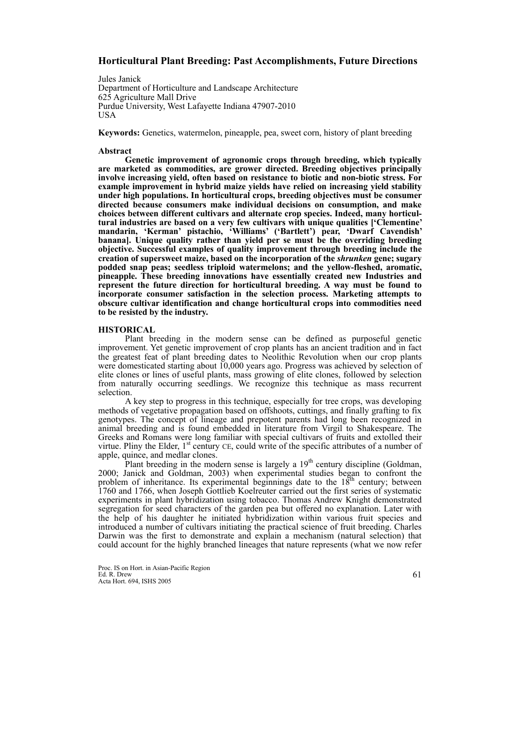# Horticultural Plant Breeding: Past Accomplishments, Future Directions

Jules Janick
Department of Horticulture and Landscape Architecture
625 Agriculture Mall Drive
Purdue University, West Lafayette Indiana 47907-2010
USA

**Keywords:** Genetics, watermelon, pineapple, pea, sweet corn, history of plant breeding

## Abstract

**Genetic improvement of agronomic crops through breeding, which typically are marketed as commodities, are grower directed. Breeding objectives principally involve increasing yield, often based on resistance to biotic and non-biotic stress. For example improvement in hybrid maize yields have relied on increasing yield stability under high populations. In horticultural crops, breeding objectives must be consumer directed because consumers make individual decisions on consumption, and make choices between different cultivars and alternate crop species. Indeed, many horticultural industries are based on a very few cultivars with unique qualities ['Clementine' mandarin, 'Kerman' pistachio, 'Williams' ('Bartlett') pear, 'Dwarf Cavendish' banana]. Unique quality rather than yield per se must be the overriding breeding objective. Successful examples of quality improvement through breeding include the creation of supersweet maize, based on the incorporation of the *shrunken* gene; sugary podded snap peas; seedless triploid watermelons; and the yellow-fleshed, aromatic, pineapple. These breeding innovations have essentially created new Industries and represent the future direction for horticultural breeding. A way must be found to incorporate consumer satisfaction in the selection process. Marketing attempts to obscure cultivar identification and change horticultural crops into commodities need to be resisted by the industry.**

## HISTORICAL

Plant breeding in the modern sense can be defined as purposeful genetic improvement. Yet genetic improvement of crop plants has an ancient tradition and in fact the greatest feat of plant breeding dates to Neolithic Revolution when our crop plants were domesticated starting about 10,000 years ago. Progress was achieved by selection of elite clones or lines of useful plants, mass growing of elite clones, followed by selection from naturally occurring seedlings. We recognize this technique as mass recurrent selection.

A key step to progress in this technique, especially for tree crops, was developing methods of vegetative propagation based on offshoots, cuttings, and finally grafting to fix genotypes. The concept of lineage and prepotent parents had long been recognized in animal breeding and is found embedded in literature from Virgil to Shakespeare. The Greeks and Romans were long familiar with special cultivars of fruits and extolled their virtue. Pliny the Elder, 1st century CE, could write of the specific attributes of a number of apple, quince, and medlar clones.

Plant breeding in the modern sense is largely a 19th century discipline (Goldman, 2000; Janick and Goldman, 2003) when experimental studies began to confront the problem of inheritance. Its experimental beginnings date to the 18th century; between 1760 and 1766, when Joseph Gottlieb Koelreuter carried out the first series of systematic experiments in plant hybridization using tobacco. Thomas Andrew Knight demonstrated segregation for seed characters of the garden pea but offered no explanation. Later with the help of his daughter he initiated hybridization within various fruit species and introduced a number of cultivars initiating the practical science of fruit breeding. Charles Darwin was the first to demonstrate and explain a mechanism (natural selection) that could account for the highly branched lineages that nature represents (what we now refer

Proc. IS on Hort. in Asian-Pacific Region
Ed. R. Drew
Acta Hort. 694, ISHS 2005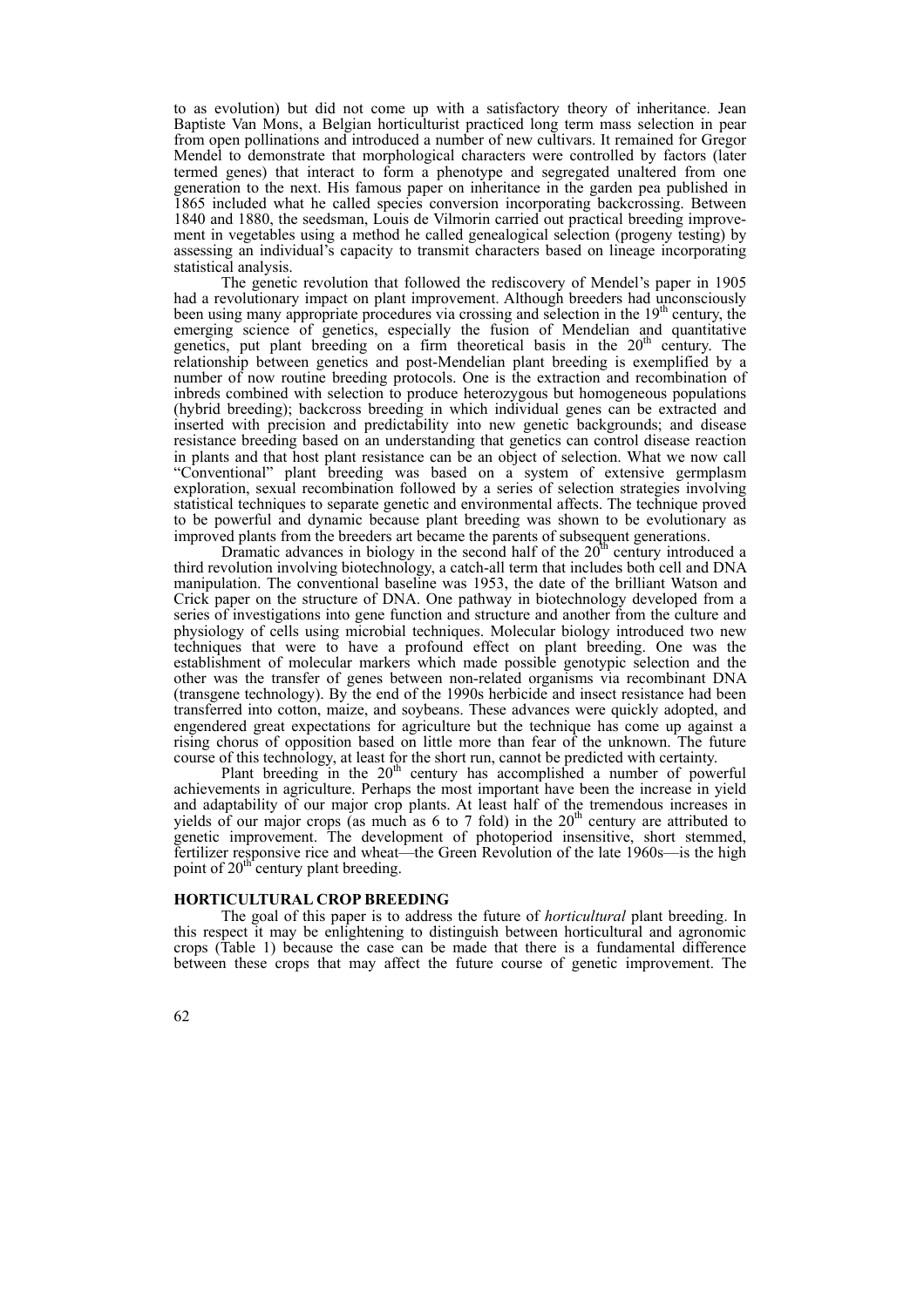to as evolution) but did not come up with a satisfactory theory of inheritance. Jean Baptiste Van Mons, a Belgian horticulturist practiced long term mass selection in pear from open pollinations and introduced a number of new cultivars. It remained for Gregor Mendel to demonstrate that morphological characters were controlled by factors (later termed genes) that interact to form a phenotype and segregated unaltered from one generation to the next. His famous paper on inheritance in the garden pea published in 1865 included what he called species conversion incorporating backcrossing. Between 1840 and 1880, the seedsman, Louis de Vilmorin carried out practical breeding improvement in vegetables using a method he called genealogical selection (progeny testing) by assessing an individual's capacity to transmit characters based on lineage incorporating statistical analysis.

The genetic revolution that followed the rediscovery of Mendel's paper in 1905 had a revolutionary impact on plant improvement. Although breeders had unconsciously been using many appropriate procedures via crossing and selection in the 19th century, the emerging science of genetics, especially the fusion of Mendelian and quantitative genetics, put plant breeding on a firm theoretical basis in the 20th century. The relationship between genetics and post-Mendelian plant breeding is exemplified by a number of now routine breeding protocols. One is the extraction and recombination of inbreds combined with selection to produce heterozygous but homogeneous populations (hybrid breeding); backcross breeding in which individual genes can be extracted and inserted with precision and predictability into new genetic backgrounds; and disease resistance breeding based on an understanding that genetics can control disease reaction in plants and that host plant resistance can be an object of selection. What we now call "Conventional" plant breeding was based on a system of extensive germplasm exploration, sexual recombination followed by a series of selection strategies involving statistical techniques to separate genetic and environmental affects. The technique proved to be powerful and dynamic because plant breeding was shown to be evolutionary as improved plants from the breeders art became the parents of subsequent generations.

Dramatic advances in biology in the second half of the 20th century introduced a third revolution involving biotechnology, a catch-all term that includes both cell and DNA manipulation. The conventional baseline was 1953, the date of the brilliant Watson and Crick paper on the structure of DNA. One pathway in biotechnology developed from a series of investigations into gene function and structure and another from the culture and physiology of cells using microbial techniques. Molecular biology introduced two new techniques that were to have a profound effect on plant breeding. One was the establishment of molecular markers which made possible genotypic selection and the other was the transfer of genes between non-related organisms via recombinant DNA (transgene technology). By the end of the 1990s herbicide and insect resistance had been transferred into cotton, maize, and soybeans. These advances were quickly adopted, and engendered great expectations for agriculture but the technique has come up against a rising chorus of opposition based on little more than fear of the unknown. The future course of this technology, at least for the short run, cannot be predicted with certainty.

Plant breeding in the 20th century has accomplished a number of powerful achievements in agriculture. Perhaps the most important have been the increase in yield and adaptability of our major crop plants. At least half of the tremendous increases in yields of our major crops (as much as 6 to 7 fold) in the 20th century are attributed to genetic improvement. The development of photoperiod insensitive, short stemmed, fertilizer responsive rice and wheat—the Green Revolution of the late 1960s—is the high point of 20th century plant breeding.

## HORTICULTURAL CROP BREEDING

The goal of this paper is to address the future of *horticultural* plant breeding. In this respect it may be enlightening to distinguish between horticultural and agronomic crops (Table 1) because the case can be made that there is a fundamental difference between these crops that may affect the future course of genetic improvement. The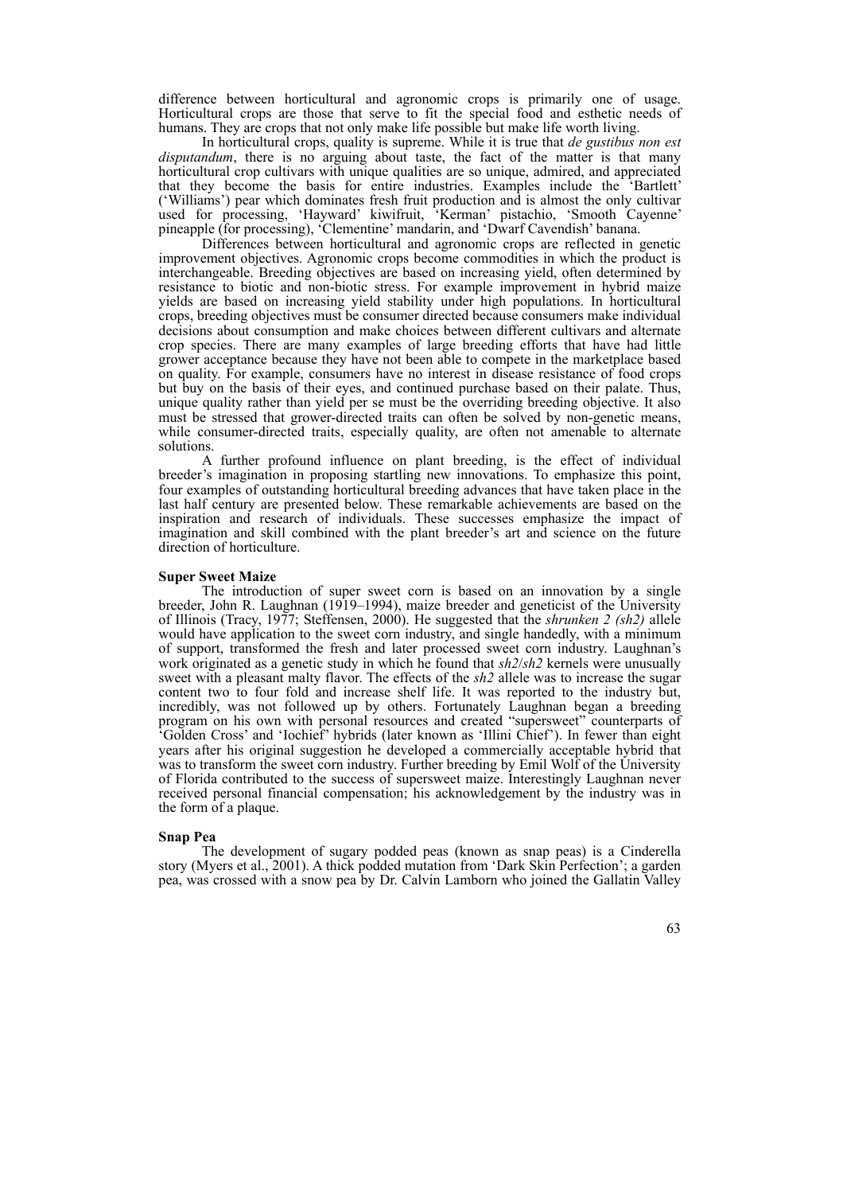difference between horticultural and agronomic crops is primarily one of usage. Horticultural crops are those that serve to fit the special food and esthetic needs of humans. They are crops that not only make life possible but make life worth living.

In horticultural crops, quality is supreme. While it is true that *de gustibus non est disputandum*, there is no arguing about taste, the fact of the matter is that many horticultural crop cultivars with unique qualities are so unique, admired, and appreciated that they become the basis for entire industries. Examples include the 'Bartlett' ('Williams') pear which dominates fresh fruit production and is almost the only cultivar used for processing, 'Hayward' kiwifruit, 'Kerman' pistachio, 'Smooth Cayenne' pineapple (for processing), 'Clementine' mandarin, and 'Dwarf Cavendish' banana.

Differences between horticultural and agronomic crops are reflected in genetic improvement objectives. Agronomic crops become commodities in which the product is interchangeable. Breeding objectives are based on increasing yield, often determined by resistance to biotic and non-biotic stress. For example improvement in hybrid maize yields are based on increasing yield stability under high populations. In horticultural crops, breeding objectives must be consumer directed because consumers make individual decisions about consumption and make choices between different cultivars and alternate crop species. There are many examples of large breeding efforts that have had little grower acceptance because they have not been able to compete in the marketplace based on quality. For example, consumers have no interest in disease resistance of food crops but buy on the basis of their eyes, and continued purchase based on their palate. Thus, unique quality rather than yield per se must be the overriding breeding objective. It also must be stressed that grower-directed traits can often be solved by non-genetic means, while consumer-directed traits, especially quality, are often not amenable to alternate solutions.

A further profound influence on plant breeding, is the effect of individual breeder's imagination in proposing startling new innovations. To emphasize this point, four examples of outstanding horticultural breeding advances that have taken place in the last half century are presented below. These remarkable achievements are based on the inspiration and research of individuals. These successes emphasize the impact of imagination and skill combined with the plant breeder's art and science on the future direction of horticulture.

**Super Sweet Maize**

The introduction of super sweet corn is based on an innovation by a single breeder, John R. Laughnan (1919–1994), maize breeder and geneticist of the University of Illinois (Tracy, 1977; Steffensen, 2000). He suggested that the *shrunken 2 (sh2)* allele would have application to the sweet corn industry, and single handedly, with a minimum of support, transformed the fresh and later processed sweet corn industry. Laughnan's work originated as a genetic study in which he found that *sh2*/*sh2* kernels were unusually sweet with a pleasant malty flavor. The effects of the *sh2* allele was to increase the sugar content two to four fold and increase shelf life. It was reported to the industry but, incredibly, was not followed up by others. Fortunately Laughnan began a breeding program on his own with personal resources and created "supersweet" counterparts of 'Golden Cross' and 'Iochief' hybrids (later known as 'Illini Chief'). In fewer than eight years after his original suggestion he developed a commercially acceptable hybrid that was to transform the sweet corn industry. Further breeding by Emil Wolf of the University of Florida contributed to the success of supersweet maize. Interestingly Laughnan never received personal financial compensation; his acknowledgement by the industry was in the form of a plaque.

**Snap Pea**

The development of sugary podded peas (known as snap peas) is a Cinderella story (Myers et al., 2001). A thick podded mutation from 'Dark Skin Perfection'; a garden pea, was crossed with a snow pea by Dr. Calvin Lamborn who joined the Gallatin Valley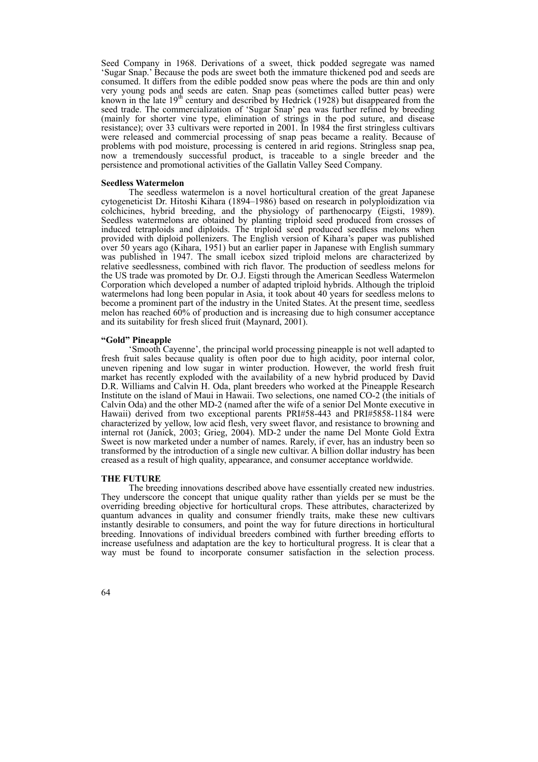Seed Company in 1968. Derivations of a sweet, thick podded segregate was named 'Sugar Snap.' Because the pods are sweet both the immature thickened pod and seeds are consumed. It differs from the edible podded snow peas where the pods are thin and only very young pods and seeds are eaten. Snap peas (sometimes called butter peas) were known in the late 19th century and described by Hedrick (1928) but disappeared from the seed trade. The commercialization of 'Sugar Snap' pea was further refined by breeding (mainly for shorter vine type, elimination of strings in the pod suture, and disease resistance); over 33 cultivars were reported in 2001. In 1984 the first stringless cultivars were released and commercial processing of snap peas became a reality. Because of problems with pod moisture, processing is centered in arid regions. Stringless snap pea, now a tremendously successful product, is traceable to a single breeder and the persistence and promotional activities of the Gallatin Valley Seed Company.

### Seedless Watermelon

The seedless watermelon is a novel horticultural creation of the great Japanese cytogeneticist Dr. Hitoshi Kihara (1894–1986) based on research in polyploidization via colchicines, hybrid breeding, and the physiology of parthenocarpy (Eigsti, 1989). Seedless watermelons are obtained by planting triploid seed produced from crosses of induced tetraploids and diploids. The triploid seed produced seedless melons when provided with diploid pollenizers. The English version of Kihara's paper was published over 50 years ago (Kihara, 1951) but an earlier paper in Japanese with English summary was published in 1947. The small icebox sized triploid melons are characterized by relative seedlessness, combined with rich flavor. The production of seedless melons for the US trade was promoted by Dr. O.J. Eigsti through the American Seedless Watermelon Corporation which developed a number of adapted triploid hybrids. Although the triploid watermelons had long been popular in Asia, it took about 40 years for seedless melons to become a prominent part of the industry in the United States. At the present time, seedless melon has reached 60% of production and is increasing due to high consumer acceptance and its suitability for fresh sliced fruit (Maynard, 2001).

### "Gold" Pineapple

'Smooth Cayenne', the principal world processing pineapple is not well adapted to fresh fruit sales because quality is often poor due to high acidity, poor internal color, uneven ripening and low sugar in winter production. However, the world fresh fruit market has recently exploded with the availability of a new hybrid produced by David D.R. Williams and Calvin H. Oda, plant breeders who worked at the Pineapple Research Institute on the island of Maui in Hawaii. Two selections, one named CO-2 (the initials of Calvin Oda) and the other MD-2 (named after the wife of a senior Del Monte executive in Hawaii) derived from two exceptional parents PRI#58-443 and PRI#5858-1184 were characterized by yellow, low acid flesh, very sweet flavor, and resistance to browning and internal rot (Janick, 2003; Grieg, 2004). MD-2 under the name Del Monte Gold Extra Sweet is now marketed under a number of names. Rarely, if ever, has an industry been so transformed by the introduction of a single new cultivar. A billion dollar industry has been creased as a result of high quality, appearance, and consumer acceptance worldwide.

## THE FUTURE

The breeding innovations described above have essentially created new industries. They underscore the concept that unique quality rather than yields per se must be the overriding breeding objective for horticultural crops. These attributes, characterized by quantum advances in quality and consumer friendly traits, make these new cultivars instantly desirable to consumers, and point the way for future directions in horticultural breeding. Innovations of individual breeders combined with further breeding efforts to increase usefulness and adaptation are the key to horticultural progress. It is clear that a way must be found to incorporate consumer satisfaction in the selection process.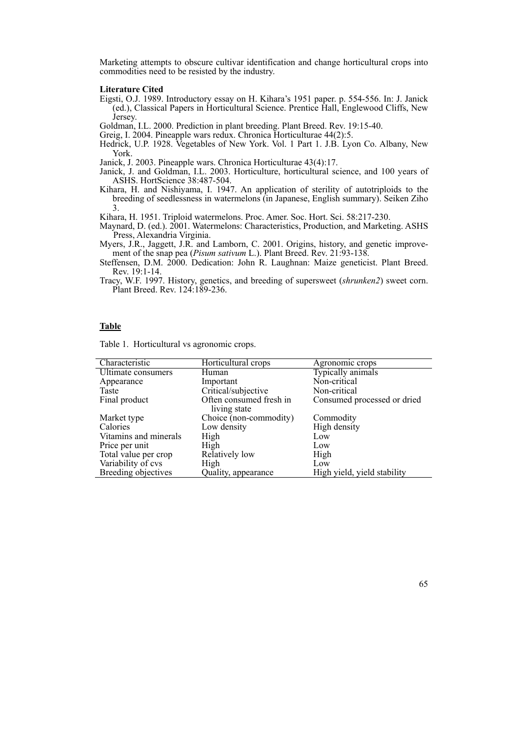Marketing attempts to obscure cultivar identification and change horticultural crops into commodities need to be resisted by the industry.

**Literature Cited**

Eigsti, O.J. 1989. Introductory essay on H. Kihara's 1951 paper. p. 554-556. In: J. Janick (ed.), Classical Papers in Horticultural Science. Prentice Hall, Englewood Cliffs, New Jersey.

Goldman, I.L. 2000. Prediction in plant breeding. Plant Breed. Rev. 19:15-40.

Greig, I. 2004. Pineapple wars redux. Chronica Horticulturae 44(2):5.

Hedrick, U.P. 1928. Vegetables of New York. Vol. 1 Part 1. J.B. Lyon Co. Albany, New York.

Janick, J. 2003. Pineapple wars. Chronica Horticulturae 43(4):17.

Janick, J. and Goldman, I.L. 2003. Horticulture, horticultural science, and 100 years of ASHS. HortScience 38:487-504.

Kihara, H. and Nishiyama, I. 1947. An application of sterility of autotriploids to the breeding of seedlessness in watermelons (in Japanese, English summary). Seiken Ziho 3.

Kihara, H. 1951. Triploid watermelons. Proc. Amer. Soc. Hort. Sci. 58:217-230.

Maynard, D. (ed.). 2001. Watermelons: Characteristics, Production, and Marketing. ASHS Press, Alexandria Virginia.

Myers, J.R., Jaggett, J.R. and Lamborn, C. 2001. Origins, history, and genetic improvement of the snap pea (*Pisum sativum* L.). Plant Breed. Rev. 21:93-138.

Steffensen, D.M. 2000. Dedication: John R. Laughnan: Maize geneticist. Plant Breed. Rev. 19:1-14.

Tracy, W.F. 1997. History, genetics, and breeding of supersweet (*shrunken2*) sweet corn. Plant Breed. Rev. 124:189-236.

**Table**

Table 1. Horticultural vs agronomic crops.

| Characteristic | Horticultural crops | Agronomic crops |
|---|---|---|
| Ultimate consumers | Human | Typically animals |
| Appearance | Important | Non-critical |
| Taste | Critical/subjective | Non-critical |
| Final product | Often consumed fresh in living state | Consumed processed or dried |
| Market type | Choice (non-commodity) | Commodity |
| Calories | Low density | High density |
| Vitamins and minerals | High | Low |
| Price per unit | High | Low |
| Total value per crop | Relatively low | High |
| Variability of cvs | High | Low |
| Breeding objectives | Quality, appearance | High yield, yield stability |